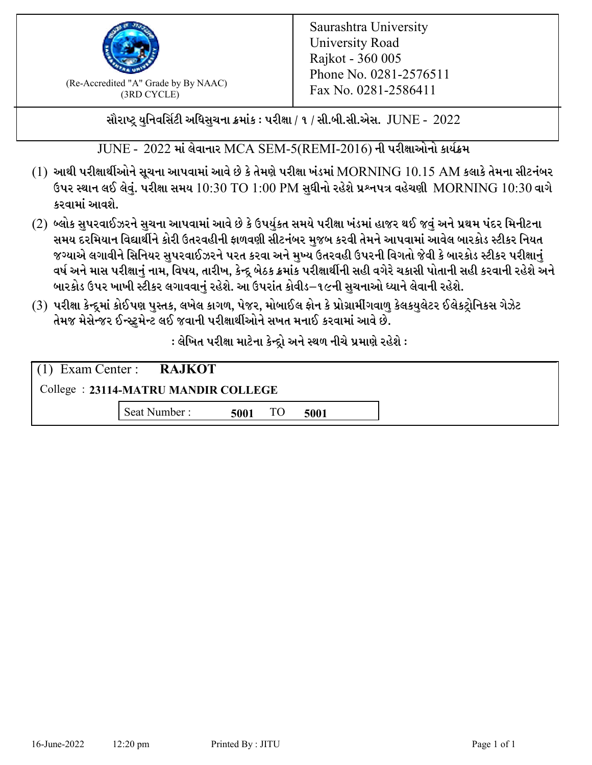(Re-Accredited "A" Grade by By NAAC)
(3RD CYCLE)

Saurashtra University
University Road
Rajkot - 360 005
Phone No. 0281-2576511
Fax No. 0281-2586411

## સૌરાષ્ટ્ર યુનિવર્સિટી અધિસુચના ક્રમાંક : પરીક્ષા / ૧ / સી.બી.સી.એસ. JUNE - 2022

### JUNE - 2022 માં લેવાનાર MCA SEM-5(REMI-2016) ની પરીક્ષાઓનો કાર્યક્રમ

(1) આથી પરીક્ષાર્થીઓને સૂચના આપવામાં આવે છે કે તેમણે પરીક્ષા ખંડમાં MORNING 10.15 AM કલાકે તેમના સીટનંબર ઉપર સ્થાન લઈ લેવું. પરીક્ષા સમય 10:30 TO 1:00 PM સુધીનો રહેશે પ્રશ્નપત્ર વહેચણી MORNING 10:30 વાગે કરવામાં આવશે.

(2) બ્લોક સુપરવાઈઝરને સુચના આપવામાં આવે છે કે ઉપર્યુકત સમયે પરીક્ષા ખંડમાં હાજર થઈ જવું અને પ્રથમ પંદર મિનીટના સમય દરમિયાન વિદ્યાર્થીને કોરી ઉતરવહીની ફાળવણી સીટનંબર મુજબ કરવી તેમને આપવામાં આવેલ બારકોડ સ્ટીકર નિયત જગ્યાએ લગાવીને સિનિયર સુપરવાઈઝરને પરત કરવા અને મુખ્ય ઉતરવહી ઉપરની વિગતો જેવી કે બારકોડ સ્ટીકર પરીક્ષાનું વર્ષ અને માસ પરીક્ષાનું નામ, વિષય, તારીખ, કેન્દ્ર બેઠક ક્રમાંક પરીક્ષાર્થીની સહી વગેરે ચકાસી પોતાની સહી કરવાની રહેશે અને બારકોડ ઉપર ખાખી સ્ટીકર લગાવવાનું રહેશે. આ ઉપરાંત કોવીડ–૧૯ની સુચનાઓ ધ્યાને લેવાની રહેશે.

(3) પરીક્ષા કેન્દ્રમાં કોઈપણ પુસ્તક, લખેલ કાગળ, પેજર, મોબાઈલ ફોન કે પ્રોગ્રામીંગવાળુ કેલકયુલેટર ઈલેકટ્રોનિકસ ગેઝેટ તેમજ મેસેન્જર ઈન્સ્ટ્રુમેન્ટ લઈ જવાની પરીક્ષાર્થીઓને સખત મનાઈ કરવામાં આવે છે.

**: લેખિત પરીક્ષા માટેના કેન્દ્રો અને સ્થળ નીચે પ્રમાણે રહેશે :**

(1) Exam Center : **RAJKOT**

College : **23114-MATRU MANDIR COLLEGE**

Seat Number : **5001** TO **5001**

16-June-2022 12:20 pm Printed By : JITU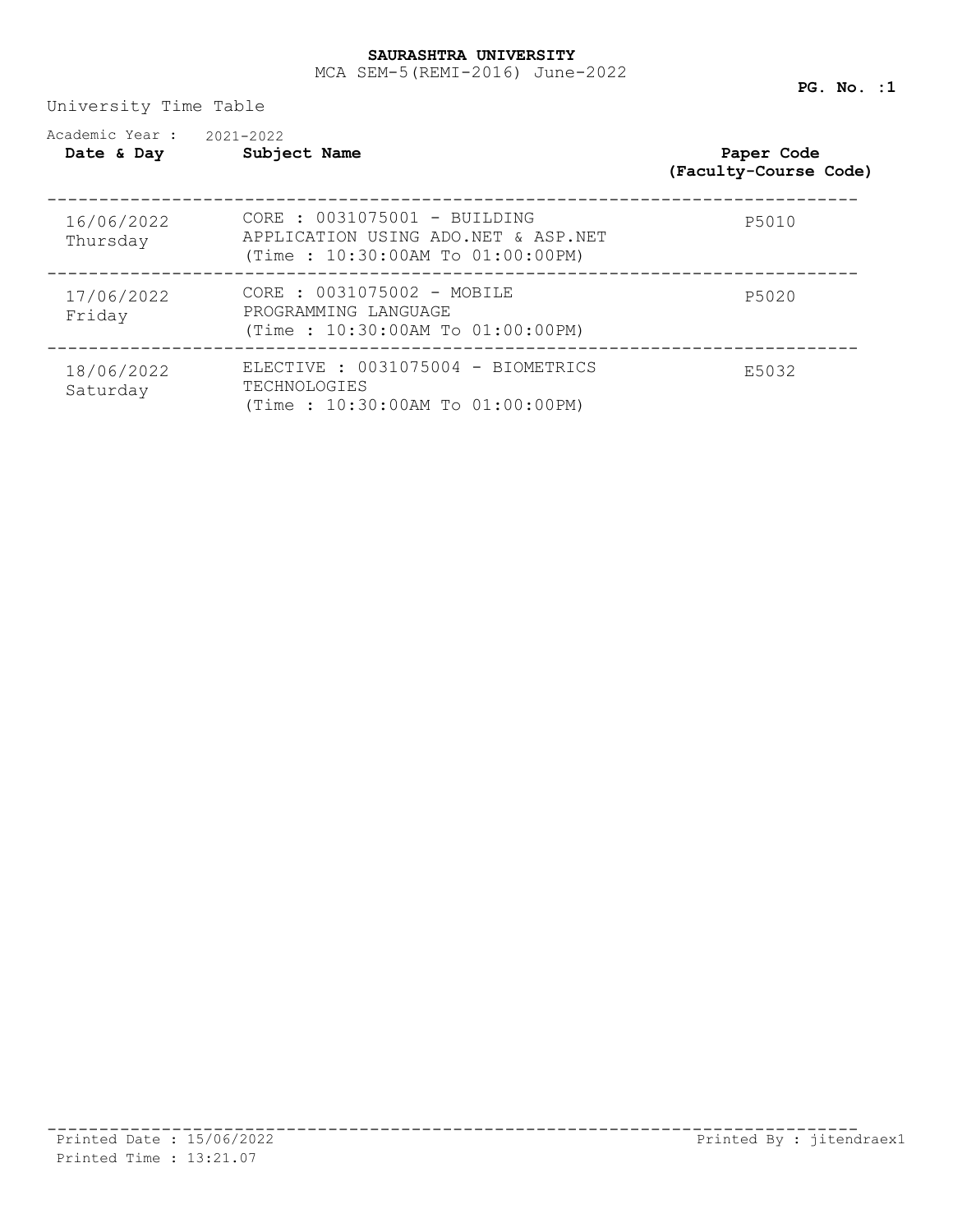**SAURASHTRA UNIVERSITY**

MCA SEM-5(REMI-2016) June-2022

University Time Table

Academic Year : 2021-2022

| Date & Day | Subject Name | Paper Code (Faculty-Course Code) |
|---|---|---|
| 16/06/2022 Thursday | CORE : 0031075001 - BUILDING APPLICATION USING ADO.NET & ASP.NET (Time : 10:30:00AM To 01:00:00PM) | P5010 |
| 17/06/2022 Friday | CORE : 0031075002 - MOBILE PROGRAMMING LANGUAGE (Time : 10:30:00AM To 01:00:00PM) | P5020 |
| 18/06/2022 Saturday | ELECTIVE : 0031075004 - BIOMETRICS TECHNOLOGIES (Time : 10:30:00AM To 01:00:00PM) | E5032 |

Printed Date : 15/06/2022

Printed Time : 13:21.07

Printed By : jitendraex1